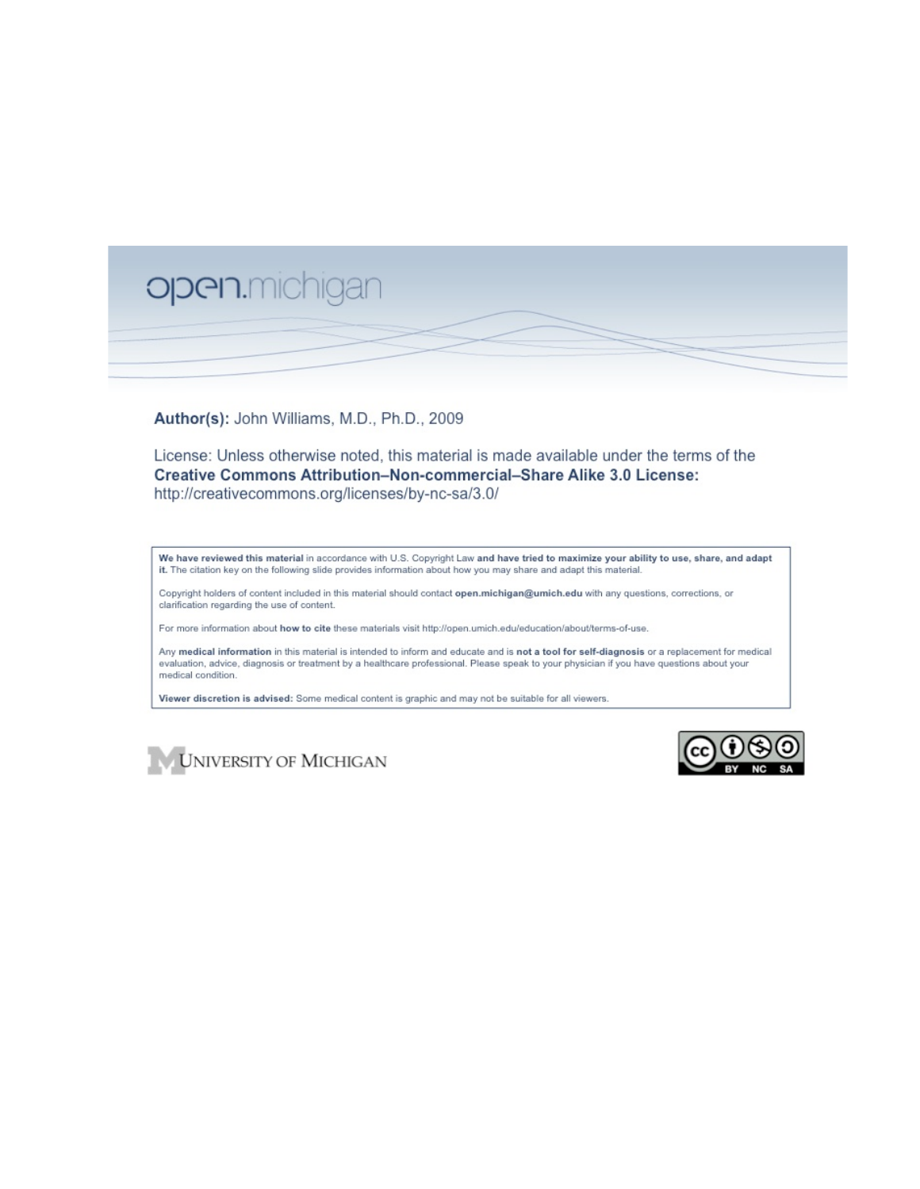open.michigan

**Author(s):** John Williams, M.D., Ph.D., 2009

License: Unless otherwise noted, this material is made available under the terms of the **Creative Commons Attribution–Non-commercial–Share Alike 3.0 License:** http://creativecommons.org/licenses/by-nc-sa/3.0/

**We have reviewed this material** in accordance with U.S. Copyright Law **and have tried to maximize your ability to use, share, and adapt it.** The citation key on the following slide provides information about how you may share and adapt this material.

Copyright holders of content included in this material should contact **open.michigan@umich.edu** with any questions, corrections, or clarification regarding the use of content.

For more information about **how to cite** these materials visit http://open.umich.edu/education/about/terms-of-use.

Any **medical information** in this material is intended to inform and educate and is **not a tool for self-diagnosis** or a replacement for medical evaluation, advice, diagnosis or treatment by a healthcare professional. Please speak to your physician if you have questions about your medical condition.

**Viewer discretion is advised:** Some medical content is graphic and may not be suitable for all viewers.

UNIVERSITY OF MICHIGAN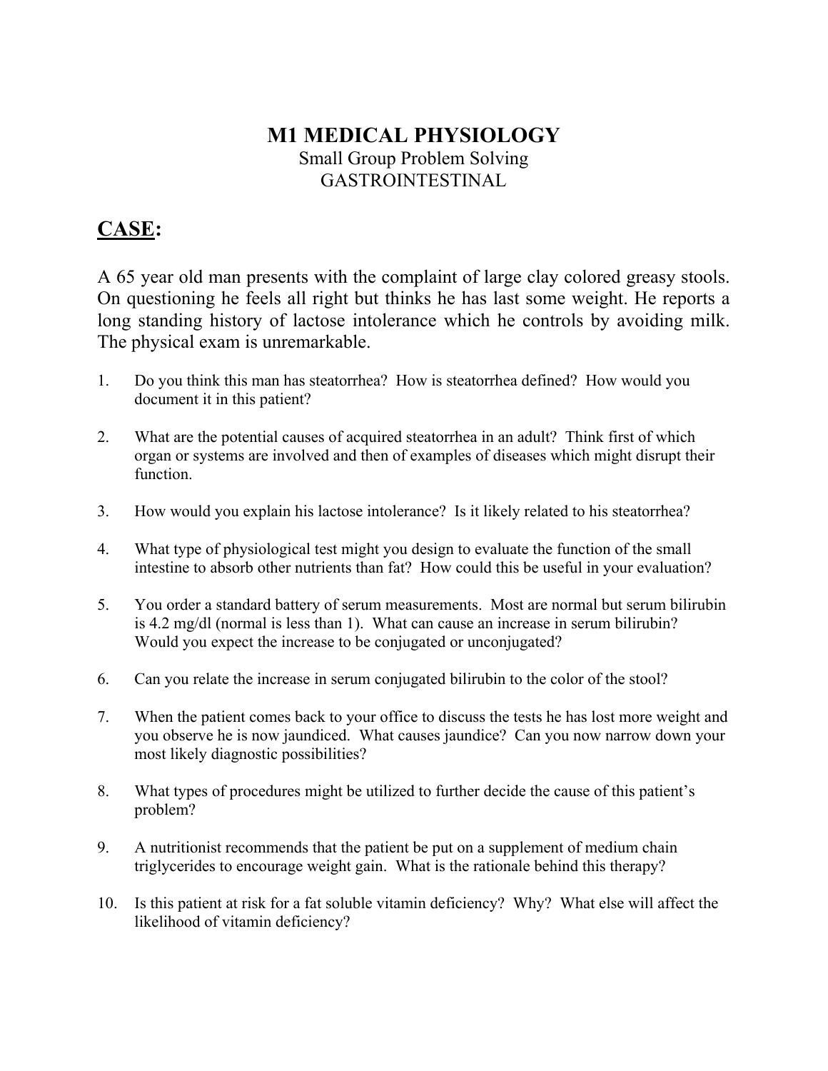# M1 MEDICAL PHYSIOLOGY

Small Group Problem Solving

GASTROINTESTINAL

## CASE:

A 65 year old man presents with the complaint of large clay colored greasy stools. On questioning he feels all right but thinks he has last some weight. He reports a long standing history of lactose intolerance which he controls by avoiding milk. The physical exam is unremarkable.

1. Do you think this man has steatorrhea? How is steatorrhea defined? How would you document it in this patient?
2. What are the potential causes of acquired steatorrhea in an adult? Think first of which organ or systems are involved and then of examples of diseases which might disrupt their function.
3. How would you explain his lactose intolerance? Is it likely related to his steatorrhea?
4. What type of physiological test might you design to evaluate the function of the small intestine to absorb other nutrients than fat? How could this be useful in your evaluation?
5. You order a standard battery of serum measurements. Most are normal but serum bilirubin is 4.2 mg/dl (normal is less than 1). What can cause an increase in serum bilirubin? Would you expect the increase to be conjugated or unconjugated?
6. Can you relate the increase in serum conjugated bilirubin to the color of the stool?
7. When the patient comes back to your office to discuss the tests he has lost more weight and you observe he is now jaundiced. What causes jaundice? Can you now narrow down your most likely diagnostic possibilities?
8. What types of procedures might be utilized to further decide the cause of this patient's problem?
9. A nutritionist recommends that the patient be put on a supplement of medium chain triglycerides to encourage weight gain. What is the rationale behind this therapy?
10. Is this patient at risk for a fat soluble vitamin deficiency? Why? What else will affect the likelihood of vitamin deficiency?